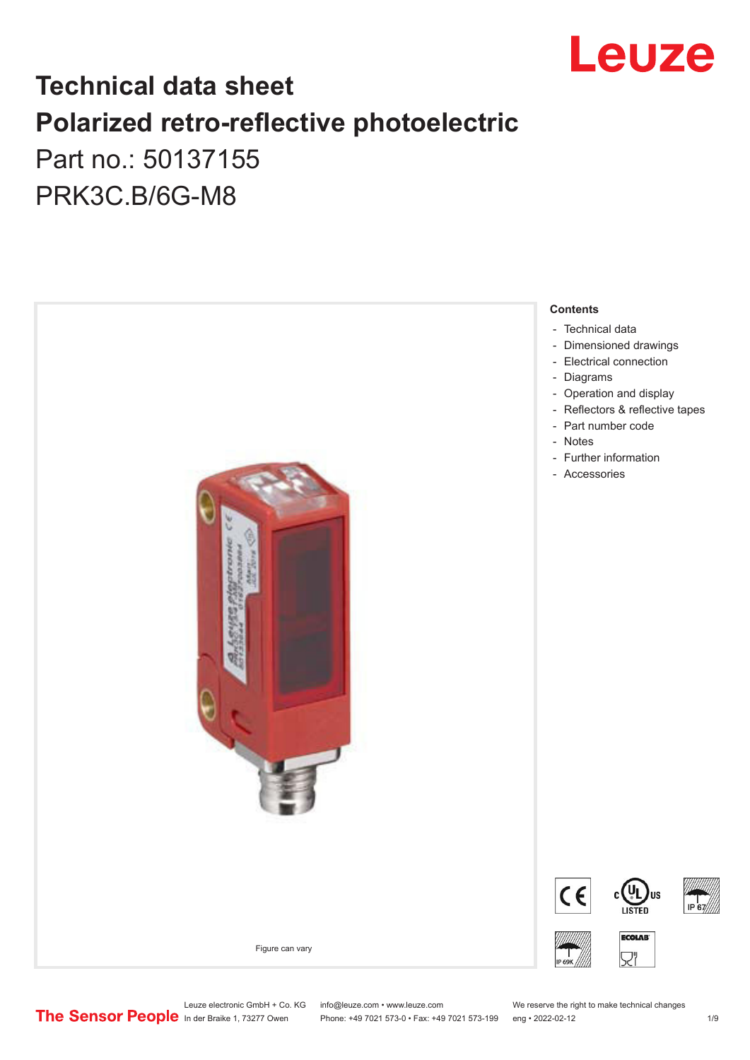# Technical data sheet
# Polarized retro-reflective photoelectric

## Part no.: 50137155

## PRK3C.B/6G-M8

Figure can vary

**Contents**

- Technical data
- Dimensioned drawings
- Electrical connection
- Diagrams
- Operation and display
- Reflectors & reflective tapes
- Part number code
- Notes
- Further information
- Accessories

Leuze electronic GmbH + Co. KG
In der Braike 1, 73277 Owen

info@leuze.com • www.leuze.com
Phone: +49 7021 573-0 • Fax: +49 7021 573-199

We reserve the right to make technical changes
eng • 2022-02-12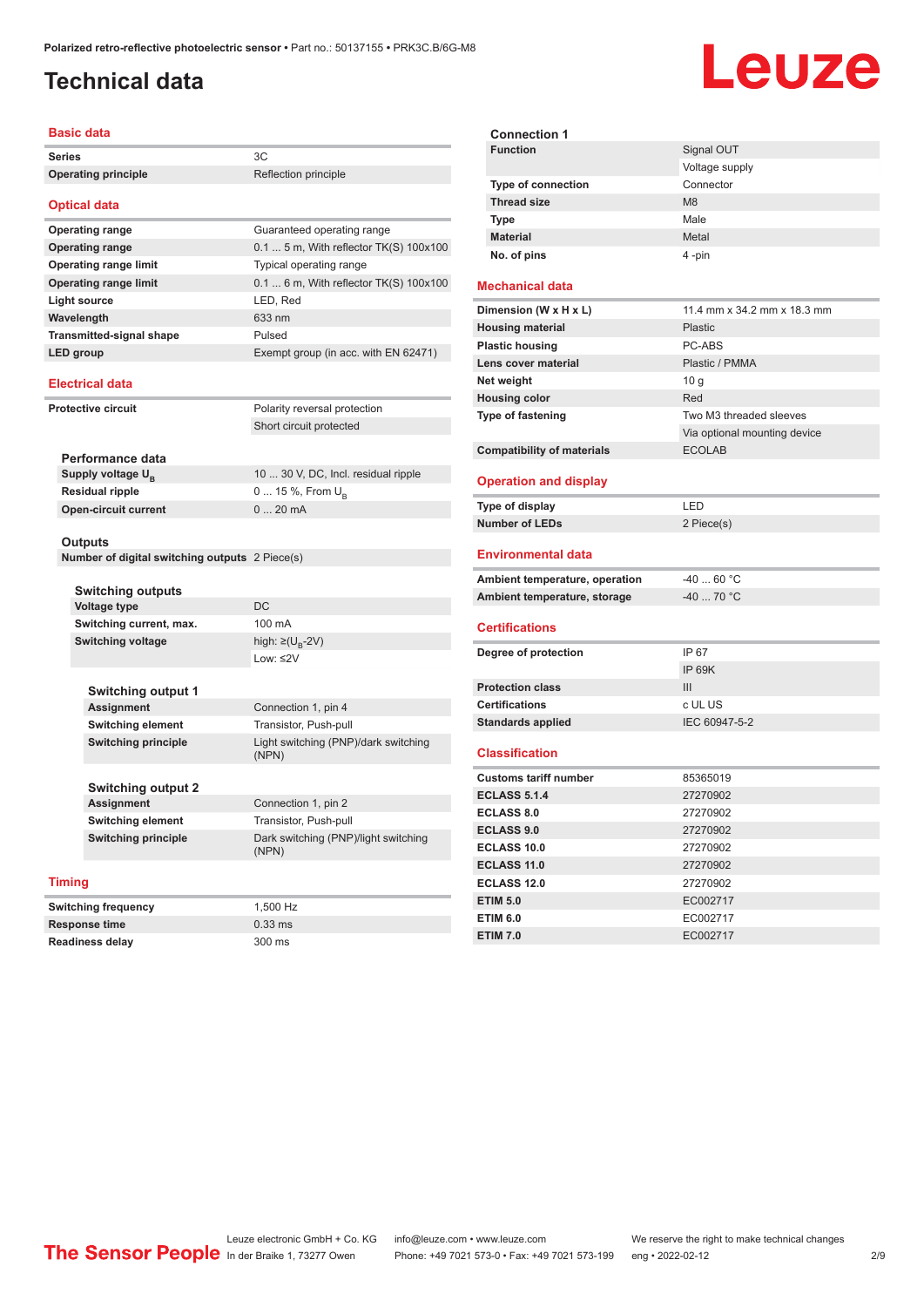# Technical data

## Basic data

| | |
|---|---|
| **Series** | 3C |
| **Operating principle** | Reflection principle |

## Optical data

| | |
|---|---|
| **Operating range** | Guaranteed operating range |
| **Operating range** | 0.1 ... 5 m, With reflector TK(S) 100x100 |
| **Operating range limit** | Typical operating range |
| **Operating range limit** | 0.1 ... 6 m, With reflector TK(S) 100x100 |
| **Light source** | LED, Red |
| **Wavelength** | 633 nm |
| **Transmitted-signal shape** | Pulsed |
| **LED group** | Exempt group (in acc. with EN 62471) |

## Electrical data

| | |
|---|---|
| **Protective circuit** | Polarity reversal protection |
| | Short circuit protected |

### Performance data

| | |
|---|---|
| **Supply voltage $U_B$** | 10 ... 30 V, DC, Incl. residual ripple |
| **Residual ripple** | 0 ... 15 %, From $U_B$ |
| **Open-circuit current** | 0 ... 20 mA |

### Outputs

| | |
|---|---|
| **Number of digital switching outputs** | 2 Piece(s) |

#### Switching outputs

| | |
|---|---|
| **Voltage type** | DC |
| **Switching current, max.** | 100 mA |
| **Switching voltage** | high: ≥($U_B$-2V) |
| | Low: ≤2V |

##### Switching output 1

| | |
|---|---|
| **Assignment** | Connection 1, pin 4 |
| **Switching element** | Transistor, Push-pull |
| **Switching principle** | Light switching (PNP)/dark switching (NPN) |

##### Switching output 2

| | |
|---|---|
| **Assignment** | Connection 1, pin 2 |
| **Switching element** | Transistor, Push-pull |
| **Switching principle** | Dark switching (PNP)/light switching (NPN) |

## Timing

| | |
|---|---|
| **Switching frequency** | 1,500 Hz |
| **Response time** | 0.33 ms |
| **Readiness delay** | 300 ms |

### Connection 1

| | |
|---|---|
| **Function** | Signal OUT |
| | Voltage supply |
| **Type of connection** | Connector |
| **Thread size** | M8 |
| **Type** | Male |
| **Material** | Metal |
| **No. of pins** | 4 -pin |

## Mechanical data

| | |
|---|---|
| **Dimension (W x H x L)** | 11.4 mm x 34.2 mm x 18.3 mm |
| **Housing material** | Plastic |
| **Plastic housing** | PC-ABS |
| **Lens cover material** | Plastic / PMMA |
| **Net weight** | 10 g |
| **Housing color** | Red |
| **Type of fastening** | Two M3 threaded sleeves |
| | Via optional mounting device |
| **Compatibility of materials** | ECOLAB |

## Operation and display

| | |
|---|---|
| **Type of display** | LED |
| **Number of LEDs** | 2 Piece(s) |

## Environmental data

| | |
|---|---|
| **Ambient temperature, operation** | -40 ... 60 °C |
| **Ambient temperature, storage** | -40 ... 70 °C |

## Certifications

| | |
|---|---|
| **Degree of protection** | IP 67 |
| | IP 69K |
| **Protection class** | III |
| **Certifications** | c UL US |
| **Standards applied** | IEC 60947-5-2 |

## Classification

| | |
|---|---|
| **Customs tariff number** | 85365019 |
| **ECLASS 5.1.4** | 27270902 |
| **ECLASS 8.0** | 27270902 |
| **ECLASS 9.0** | 27270902 |
| **ECLASS 10.0** | 27270902 |
| **ECLASS 11.0** | 27270902 |
| **ECLASS 12.0** | 27270902 |
| **ETIM 5.0** | EC002717 |
| **ETIM 6.0** | EC002717 |
| **ETIM 7.0** | EC002717 |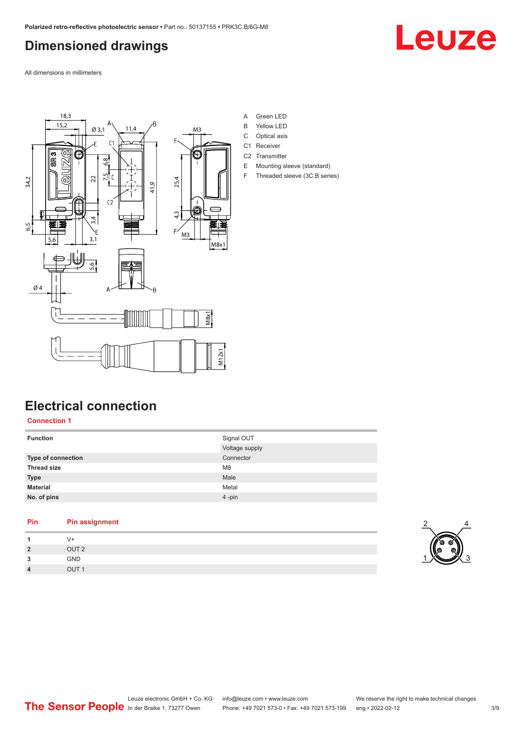# Dimensioned drawings

All dimensions in millimeters

A Green LED
B Yellow LED
C Optical axis
C1 Receiver
C2 Transmitter
E Mounting sleeve (standard)
F Threaded sleeve (3C.B series)

# Electrical connection

## Connection 1

| | |
|---|---|
| **Function** | Signal OUT |
| | Voltage supply |
| **Type of connection** | Connector |
| **Thread size** | M8 |
| **Type** | Male |
| **Material** | Metal |
| **No. of pins** | 4 -pin |

| Pin | Pin assignment |
|---|---|
| **1** | V+ |
| **2** | OUT 2 |
| **3** | GND |
| **4** | OUT 1 |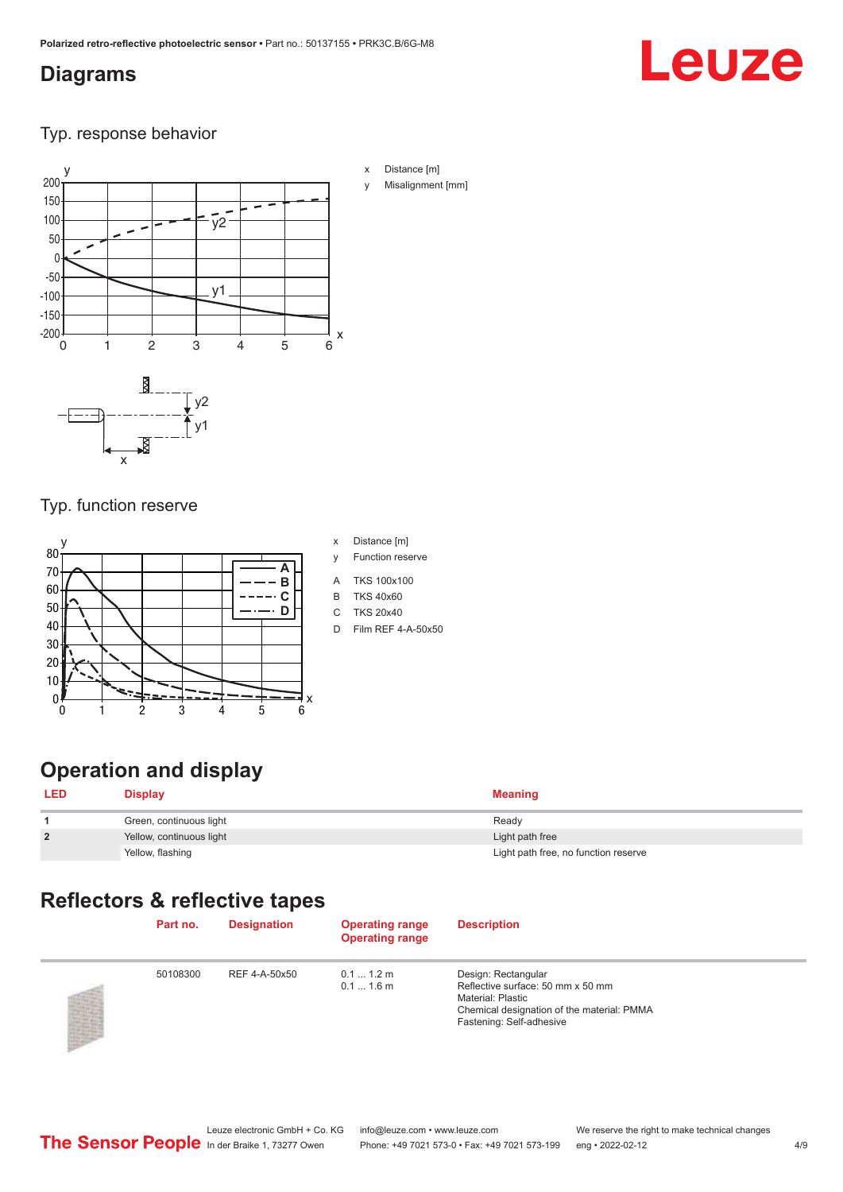## Diagrams

### Typ. response behavior

x Distance [m]

y Misalignment [mm]

### Typ. function reserve

x Distance [m]

y Function reserve

A TKS 100x100

B TKS 40x60

C TKS 20x40

D Film REF 4-A-50x50

## Operation and display

| LED | Display | Meaning |
|---|---|---|
| 1 | Green, continuous light | Ready |
| 2 | Yellow, continuous light | Light path free |
| | Yellow, flashing | Light path free, no function reserve |

## Reflectors & reflective tapes

| | Part no. | Designation | Operating range<br>Operating range | Description |
|---|---|---|---|---|
| | 50108300 | REF 4-A-50x50 | 0.1 ... 1.2 m<br>0.1 ... 1.6 m | Design: Rectangular<br>Reflective surface: 50 mm x 50 mm<br>Material: Plastic<br>Chemical designation of the material: PMMA<br>Fastening: Self-adhesive |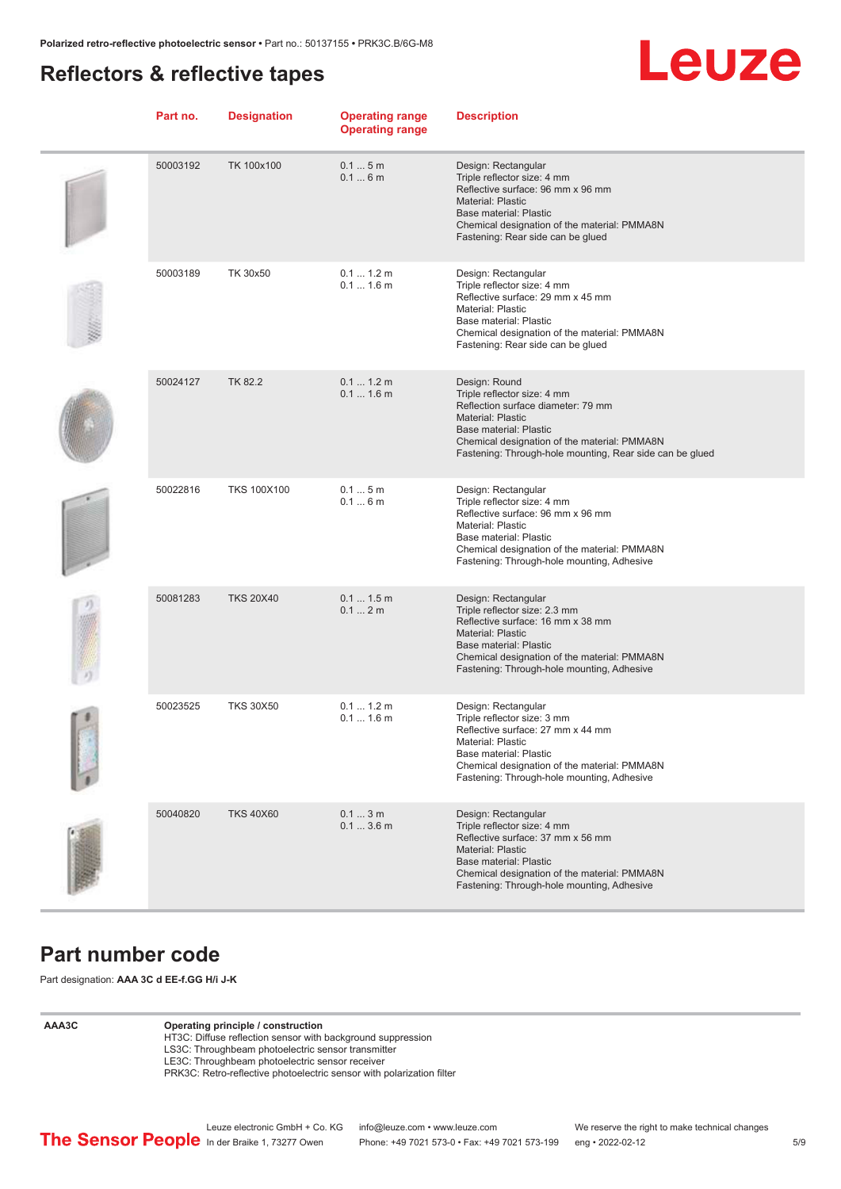## Reflectors & reflective tapes

| Part no. | Designation | Operating range<br>Operating range | Description |
|---|---|---|---|
| 50003192 | TK 100x100 | 0.1 ... 5 m<br>0.1 ... 6 m | Design: Rectangular<br>Triple reflector size: 4 mm<br>Reflective surface: 96 mm x 96 mm<br>Material: Plastic<br>Base material: Plastic<br>Chemical designation of the material: PMMA8N<br>Fastening: Rear side can be glued |
| 50003189 | TK 30x50 | 0.1 ... 1.2 m<br>0.1 ... 1.6 m | Design: Rectangular<br>Triple reflector size: 4 mm<br>Reflective surface: 29 mm x 45 mm<br>Material: Plastic<br>Base material: Plastic<br>Chemical designation of the material: PMMA8N<br>Fastening: Rear side can be glued |
| 50024127 | TK 82.2 | 0.1 ... 1.2 m<br>0.1 ... 1.6 m | Design: Round<br>Triple reflector size: 4 mm<br>Reflection surface diameter: 79 mm<br>Material: Plastic<br>Base material: Plastic<br>Chemical designation of the material: PMMA8N<br>Fastening: Through-hole mounting, Rear side can be glued |
| 50022816 | TKS 100X100 | 0.1 ... 5 m<br>0.1 ... 6 m | Design: Rectangular<br>Triple reflector size: 4 mm<br>Reflective surface: 96 mm x 96 mm<br>Material: Plastic<br>Base material: Plastic<br>Chemical designation of the material: PMMA8N<br>Fastening: Through-hole mounting, Adhesive |
| 50081283 | TKS 20X40 | 0.1 ... 1.5 m<br>0.1 ... 2 m | Design: Rectangular<br>Triple reflector size: 2.3 mm<br>Reflective surface: 16 mm x 38 mm<br>Material: Plastic<br>Base material: Plastic<br>Chemical designation of the material: PMMA8N<br>Fastening: Through-hole mounting, Adhesive |
| 50023525 | TKS 30X50 | 0.1 ... 1.2 m<br>0.1 ... 1.6 m | Design: Rectangular<br>Triple reflector size: 3 mm<br>Reflective surface: 27 mm x 44 mm<br>Material: Plastic<br>Base material: Plastic<br>Chemical designation of the material: PMMA8N<br>Fastening: Through-hole mounting, Adhesive |
| 50040820 | TKS 40X60 | 0.1 ... 3 m<br>0.1 ... 3.6 m | Design: Rectangular<br>Triple reflector size: 4 mm<br>Reflective surface: 37 mm x 56 mm<br>Material: Plastic<br>Base material: Plastic<br>Chemical designation of the material: PMMA8N<br>Fastening: Through-hole mounting, Adhesive |

## Part number code

Part designation: **AAA 3C d EE-f.GG H/i J-K**

| | |
|---|---|
| **AAA3C** | **Operating principle / construction**<br>HT3C: Diffuse reflection sensor with background suppression<br>LS3C: Throughbeam photoelectric sensor transmitter<br>LE3C: Throughbeam photoelectric sensor receiver<br>PRK3C: Retro-reflective photoelectric sensor with polarization filter |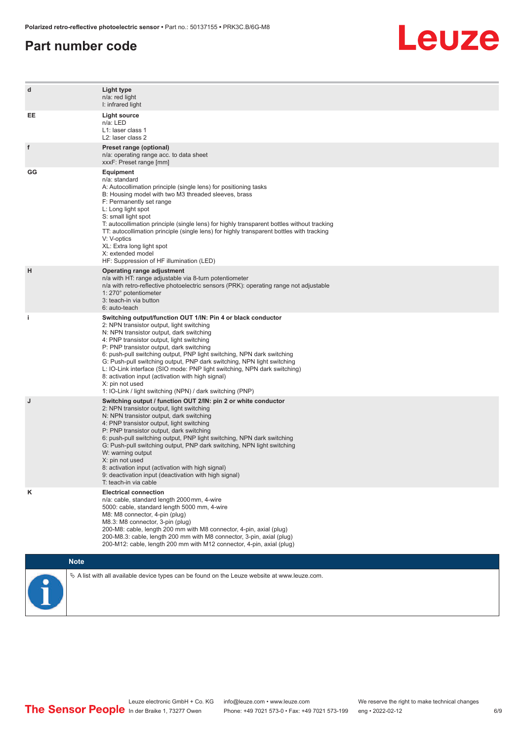# Part number code

| | |
|---|---|
| d | **Light type**<br>n/a: red light<br>I: infrared light |
| EE | **Light source**<br>n/a: LED<br>L1: laser class 1<br>L2: laser class 2 |
| f | **Preset range (optional)**<br>n/a: operating range acc. to data sheet<br>xxxF: Preset range [mm] |
| GG | **Equipment**<br>n/a: standard<br>A: Autocollimation principle (single lens) for positioning tasks<br>B: Housing model with two M3 threaded sleeves, brass<br>F: Permanently set range<br>L: Long light spot<br>S: small light spot<br>T: autocollimation principle (single lens) for highly transparent bottles without tracking<br>TT: autocollimation principle (single lens) for highly transparent bottles with tracking<br>V: V-optics<br>XL: Extra long light spot<br>X: extended model<br>HF: Suppression of HF illumination (LED) |
| H | **Operating range adjustment**<br>n/a with HT: range adjustable via 8-turn potentiometer<br>n/a with retro-reflective photoelectric sensors (PRK): operating range not adjustable<br>1: 270° potentiometer<br>3: teach-in via button<br>6: auto-teach |
| i | **Switching output/function OUT 1/IN: Pin 4 or black conductor**<br>2: NPN transistor output, light switching<br>N: NPN transistor output, dark switching<br>4: PNP transistor output, light switching<br>P: PNP transistor output, dark switching<br>6: push-pull switching output, PNP light switching, NPN dark switching<br>G: Push-pull switching output, PNP dark switching, NPN light switching<br>L: IO-Link interface (SIO mode: PNP light switching, NPN dark switching)<br>8: activation input (activation with high signal)<br>X: pin not used<br>1: IO-Link / light switching (NPN) / dark switching (PNP) |
| J | **Switching output / function OUT 2/IN: pin 2 or white conductor**<br>2: NPN transistor output, light switching<br>N: NPN transistor output, dark switching<br>4: PNP transistor output, light switching<br>P: PNP transistor output, dark switching<br>6: push-pull switching output, PNP light switching, NPN dark switching<br>G: Push-pull switching output, PNP dark switching, NPN light switching<br>W: warning output<br>X: pin not used<br>8: activation input (activation with high signal)<br>9: deactivation input (deactivation with high signal)<br>T: teach-in via cable |
| K | **Electrical connection**<br>n/a: cable, standard length 2000 mm, 4-wire<br>5000: cable, standard length 5000 mm, 4-wire<br>M8: M8 connector, 4-pin (plug)<br>M8.3: M8 connector, 3-pin (plug)<br>200-M8: cable, length 200 mm with M8 connector, 4-pin, axial (plug)<br>200-M8.3: cable, length 200 mm with M8 connector, 3-pin, axial (plug)<br>200-M12: cable, length 200 mm with M12 connector, 4-pin, axial (plug) |

**Note**

↳ A list with all available device types can be found on the Leuze website at www.leuze.com.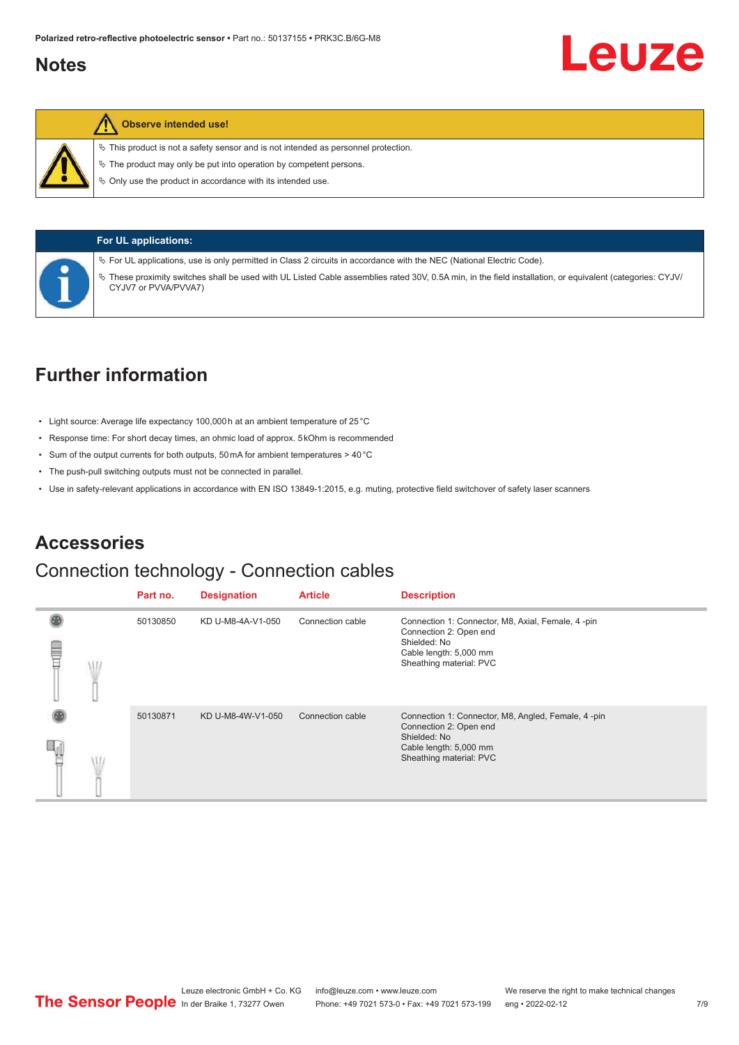## Notes

**Observe intended use!**

- This product is not a safety sensor and is not intended as personnel protection.
- The product may only be put into operation by competent persons.
- Only use the product in accordance with its intended use.

**For UL applications:**

- For UL applications, use is only permitted in Class 2 circuits in accordance with the NEC (National Electric Code).
- These proximity switches shall be used with UL Listed Cable assemblies rated 30V, 0.5A min, in the field installation, or equivalent (categories: CYJV/CYJV7 or PVVA/PVVA7)

## Further information

- Light source: Average life expectancy 100,000 h at an ambient temperature of 25 °C
- Response time: For short decay times, an ohmic load of approx. 5 kOhm is recommended
- Sum of the output currents for both outputs, 50 mA for ambient temperatures > 40 °C
- The push-pull switching outputs must not be connected in parallel.
- Use in safety-relevant applications in accordance with EN ISO 13849-1:2015, e.g. muting, protective field switchover of safety laser scanners

## Accessories

### Connection technology - Connection cables

| | Part no. | Designation | Article | Description |
|---|---|---|---|---|
| | 50130850 | KD U-M8-4A-V1-050 | Connection cable | Connection 1: Connector, M8, Axial, Female, 4 -pin<br>Connection 2: Open end<br>Shielded: No<br>Cable length: 5,000 mm<br>Sheathing material: PVC |
| | 50130871 | KD U-M8-4W-V1-050 | Connection cable | Connection 1: Connector, M8, Angled, Female, 4 -pin<br>Connection 2: Open end<br>Shielded: No<br>Cable length: 5,000 mm<br>Sheathing material: PVC |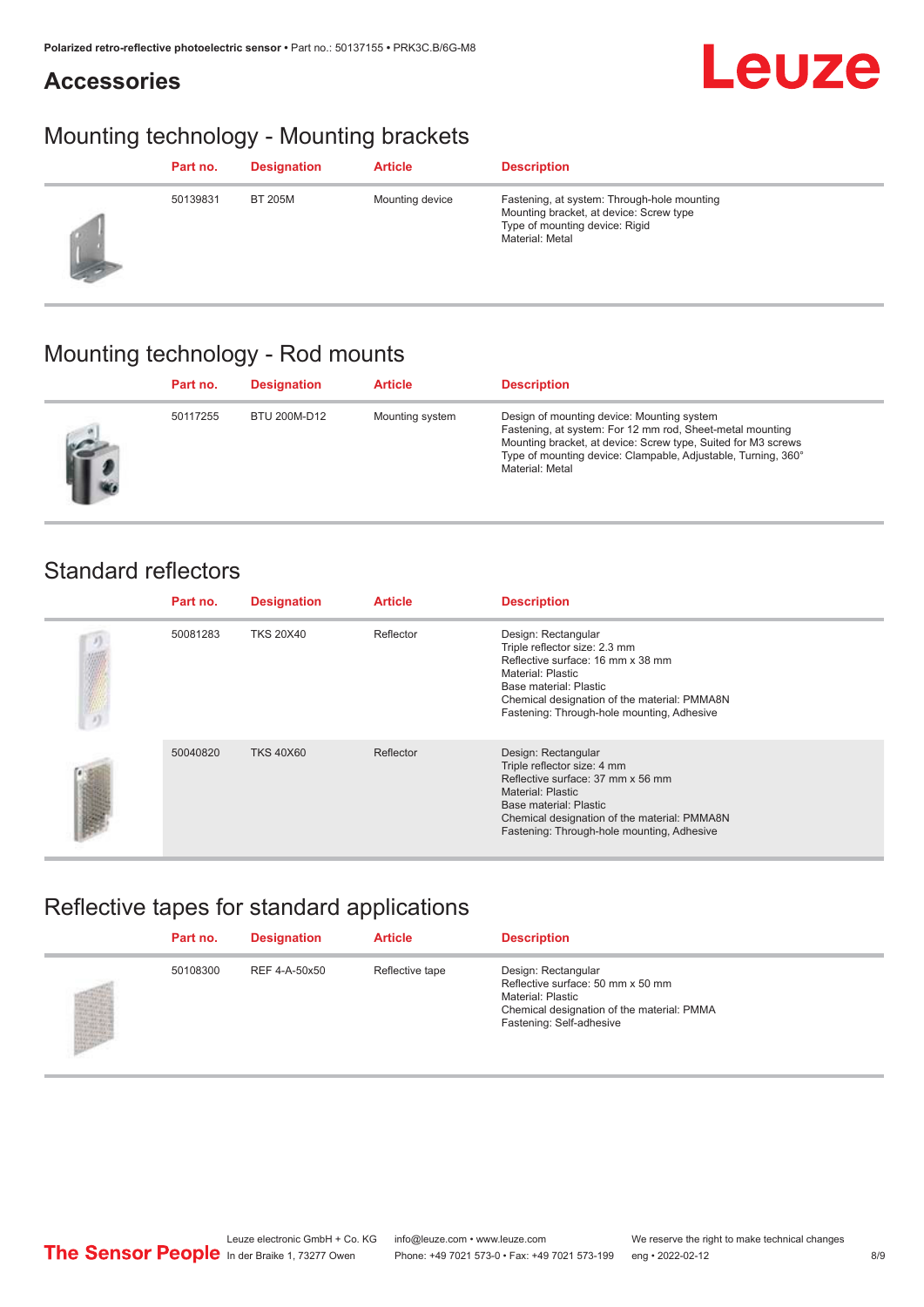## Accessories

# Mounting technology - Mounting brackets

| Part no. | Designation | Article | Description |
|---|---|---|---|
| 50139831 | BT 205M | Mounting device | Fastening, at system: Through-hole mounting<br>Mounting bracket, at device: Screw type<br>Type of mounting device: Rigid<br>Material: Metal |

# Mounting technology - Rod mounts

| Part no. | Designation | Article | Description |
|---|---|---|---|
| 50117255 | BTU 200M-D12 | Mounting system | Design of mounting device: Mounting system<br>Fastening, at system: For 12 mm rod, Sheet-metal mounting<br>Mounting bracket, at device: Screw type, Suited for M3 screws<br>Type of mounting device: Clampable, Adjustable, Turning, 360°<br>Material: Metal |

# Standard reflectors

| Part no. | Designation | Article | Description |
|---|---|---|---|
| 50081283 | TKS 20X40 | Reflector | Design: Rectangular<br>Triple reflector size: 2.3 mm<br>Reflective surface: 16 mm x 38 mm<br>Material: Plastic<br>Base material: Plastic<br>Chemical designation of the material: PMMA8N<br>Fastening: Through-hole mounting, Adhesive |
| 50040820 | TKS 40X60 | Reflector | Design: Rectangular<br>Triple reflector size: 4 mm<br>Reflective surface: 37 mm x 56 mm<br>Material: Plastic<br>Base material: Plastic<br>Chemical designation of the material: PMMA8N<br>Fastening: Through-hole mounting, Adhesive |

# Reflective tapes for standard applications

| Part no. | Designation | Article | Description |
|---|---|---|---|
| 50108300 | REF 4-A-50x50 | Reflective tape | Design: Rectangular<br>Reflective surface: 50 mm x 50 mm<br>Material: Plastic<br>Chemical designation of the material: PMMA<br>Fastening: Self-adhesive |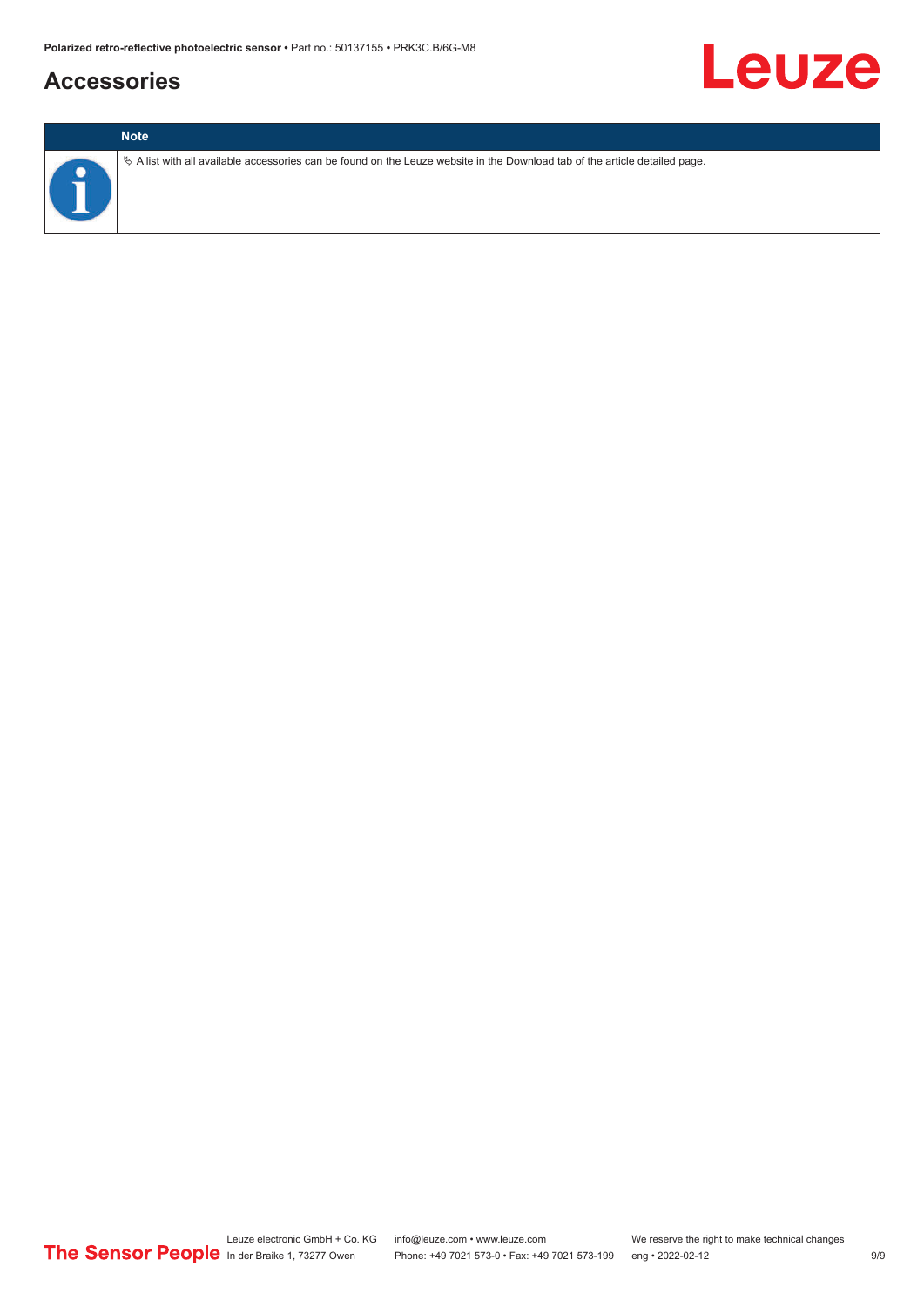## Accessories

| | Note |
| --- | --- |
| | ✎ A list with all available accessories can be found on the Leuze website in the Download tab of the article detailed page. |